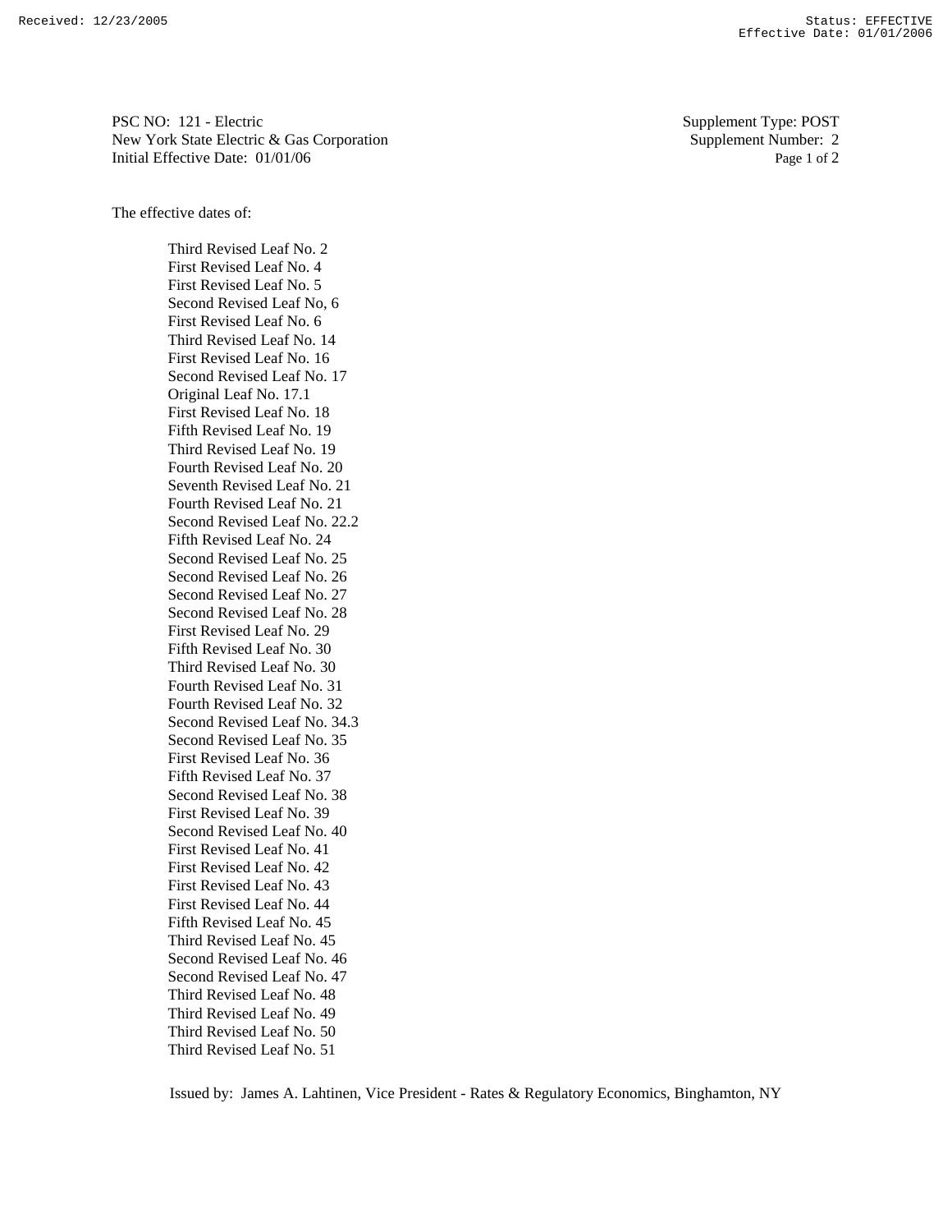PSC NO: 121 - Electric
New York State Electric & Gas Corporation
Initial Effective Date: 01/01/06

Supplement Type: POST
Supplement Number: 2

The effective dates of:

- Third Revised Leaf No. 2
- First Revised Leaf No. 4
- First Revised Leaf No. 5
- Second Revised Leaf No, 6
- First Revised Leaf No. 6
- Third Revised Leaf No. 14
- First Revised Leaf No. 16
- Second Revised Leaf No. 17
- Original Leaf No. 17.1
- First Revised Leaf No. 18
- Fifth Revised Leaf No. 19
- Third Revised Leaf No. 19
- Fourth Revised Leaf No. 20
- Seventh Revised Leaf No. 21
- Fourth Revised Leaf No. 21
- Second Revised Leaf No. 22.2
- Fifth Revised Leaf No. 24
- Second Revised Leaf No. 25
- Second Revised Leaf No. 26
- Second Revised Leaf No. 27
- Second Revised Leaf No. 28
- First Revised Leaf No. 29
- Fifth Revised Leaf No. 30
- Third Revised Leaf No. 30
- Fourth Revised Leaf No. 31
- Fourth Revised Leaf No. 32
- Second Revised Leaf No. 34.3
- Second Revised Leaf No. 35
- First Revised Leaf No. 36
- Fifth Revised Leaf No. 37
- Second Revised Leaf No. 38
- First Revised Leaf No. 39
- Second Revised Leaf No. 40
- First Revised Leaf No. 41
- First Revised Leaf No. 42
- First Revised Leaf No. 43
- First Revised Leaf No. 44
- Fifth Revised Leaf No. 45
- Third Revised Leaf No. 45
- Second Revised Leaf No. 46
- Second Revised Leaf No. 47
- Third Revised Leaf No. 48
- Third Revised Leaf No. 49
- Third Revised Leaf No. 50
- Third Revised Leaf No. 51

Issued by: James A. Lahtinen, Vice President - Rates & Regulatory Economics, Binghamton, NY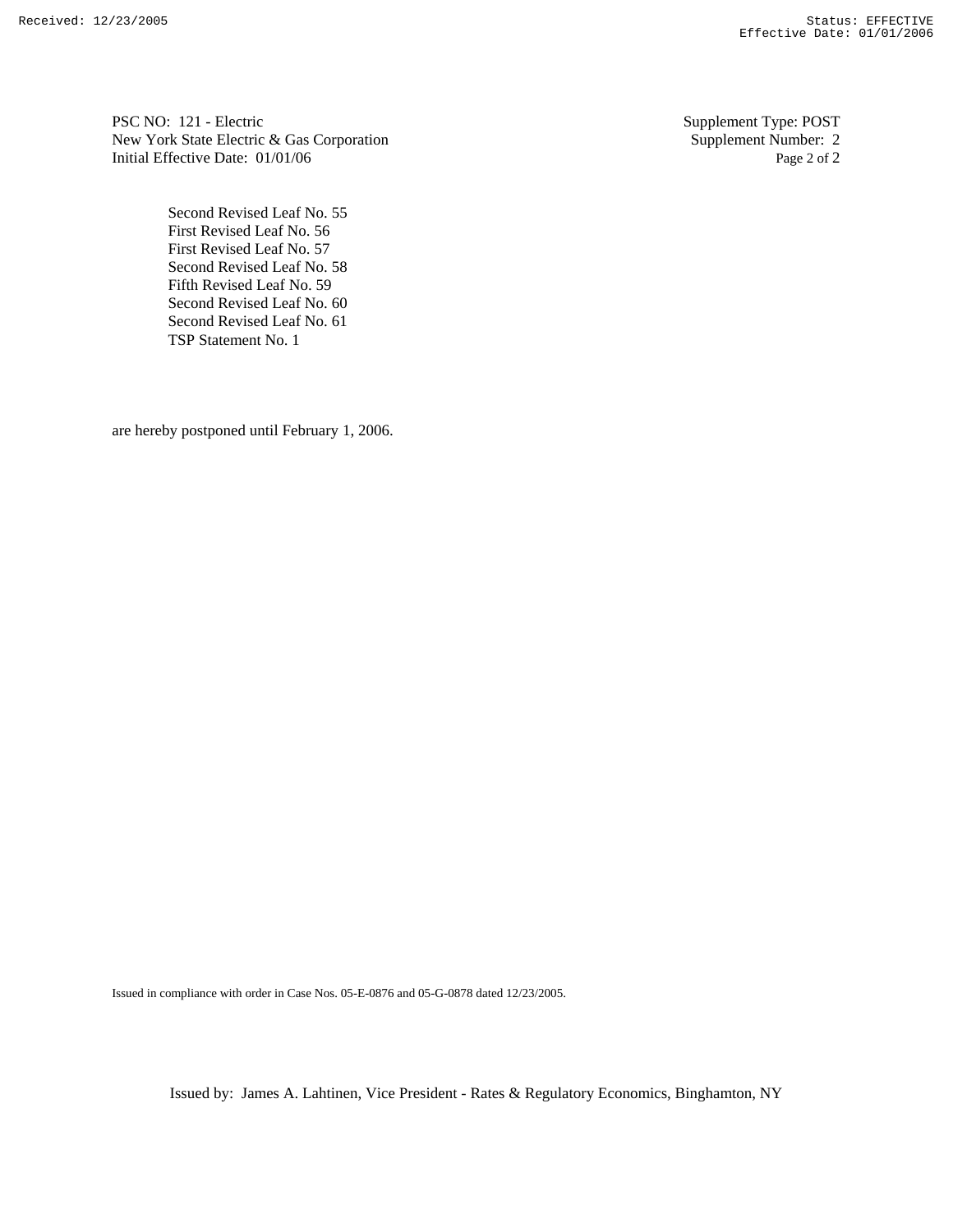PSC NO: 121 - Electric
New York State Electric & Gas Corporation
Initial Effective Date: 01/01/06

Supplement Type: POST
Supplement Number: 2

Second Revised Leaf No. 55
First Revised Leaf No. 56
First Revised Leaf No. 57
Second Revised Leaf No. 58
Fifth Revised Leaf No. 59
Second Revised Leaf No. 60
Second Revised Leaf No. 61
TSP Statement No. 1

are hereby postponed until February 1, 2006.

Issued in compliance with order in Case Nos. 05-E-0876 and 05-G-0878 dated 12/23/2005.

Issued by: James A. Lahtinen, Vice President - Rates & Regulatory Economics, Binghamton, NY